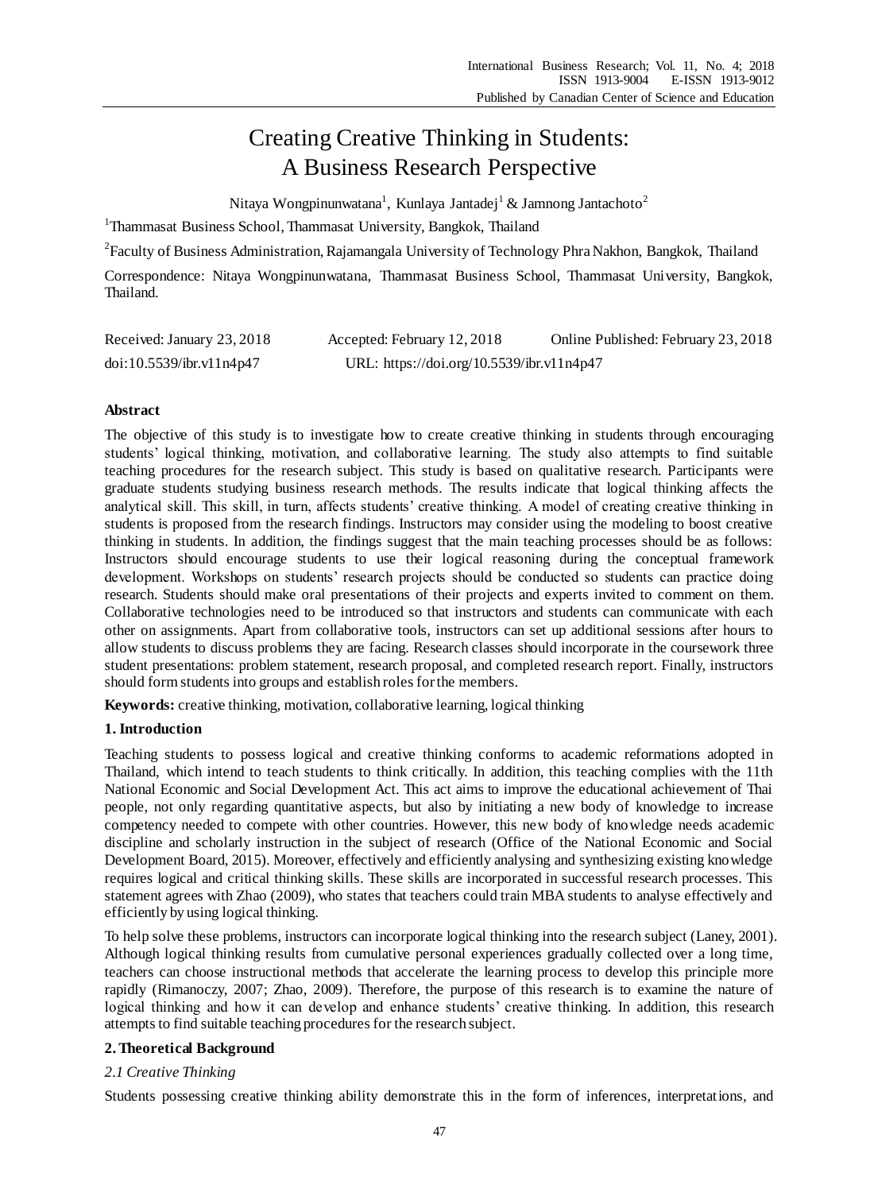# Creating Creative Thinking in Students: A Business Research Perspective

Nitaya Wongpinunwatana[1], Kunlaya Jantadej[1] & Jamnong Jantachoto[2]

[1]Thammasat Business School, Thammasat University, Bangkok, Thailand

[2]Faculty of Business Administration, Rajamangala University of Technology Phra Nakhon, Bangkok, Thailand

Correspondence: Nitaya Wongpinunwatana, Thammasat Business School, Thammasat University, Bangkok, Thailand.

Received: January 23, 2018 Accepted: February 12, 2018 Online Published: February 23, 2018

doi:10.5539/ibr.v11n4p47 URL: https://doi.org/10.5539/ibr.v11n4p47

## Abstract

The objective of this study is to investigate how to create creative thinking in students through encouraging students' logical thinking, motivation, and collaborative learning. The study also attempts to find suitable teaching procedures for the research subject. This study is based on qualitative research. Participants were graduate students studying business research methods. The results indicate that logical thinking affects the analytical skill. This skill, in turn, affects students' creative thinking. A model of creating creative thinking in students is proposed from the research findings. Instructors may consider using the modeling to boost creative thinking in students. In addition, the findings suggest that the main teaching processes should be as follows: Instructors should encourage students to use their logical reasoning during the conceptual framework development. Workshops on students' research projects should be conducted so students can practice doing research. Students should make oral presentations of their projects and experts invited to comment on them. Collaborative technologies need to be introduced so that instructors and students can communicate with each other on assignments. Apart from collaborative tools, instructors can set up additional sessions after hours to allow students to discuss problems they are facing. Research classes should incorporate in the coursework three student presentations: problem statement, research proposal, and completed research report. Finally, instructors should form students into groups and establish roles for the members.

**Keywords:** creative thinking, motivation, collaborative learning, logical thinking

## 1. Introduction

Teaching students to possess logical and creative thinking conforms to academic reformations adopted in Thailand, which intend to teach students to think critically. In addition, this teaching complies with the 11th National Economic and Social Development Act. This act aims to improve the educational achievement of Thai people, not only regarding quantitative aspects, but also by initiating a new body of knowledge to increase competency needed to compete with other countries. However, this new body of knowledge needs academic discipline and scholarly instruction in the subject of research (Office of the National Economic and Social Development Board, 2015). Moreover, effectively and efficiently analysing and synthesizing existing knowledge requires logical and critical thinking skills. These skills are incorporated in successful research processes. This statement agrees with Zhao (2009), who states that teachers could train MBA students to analyse effectively and efficiently by using logical thinking.

To help solve these problems, instructors can incorporate logical thinking into the research subject (Laney, 2001). Although logical thinking results from cumulative personal experiences gradually collected over a long time, teachers can choose instructional methods that accelerate the learning process to develop this principle more rapidly (Rimanoczy, 2007; Zhao, 2009). Therefore, the purpose of this research is to examine the nature of logical thinking and how it can develop and enhance students' creative thinking. In addition, this research attempts to find suitable teaching procedures for the research subject.

## 2. Theoretical Background

### *2.1 Creative Thinking*

Students possessing creative thinking ability demonstrate this in the form of inferences, interpretations, and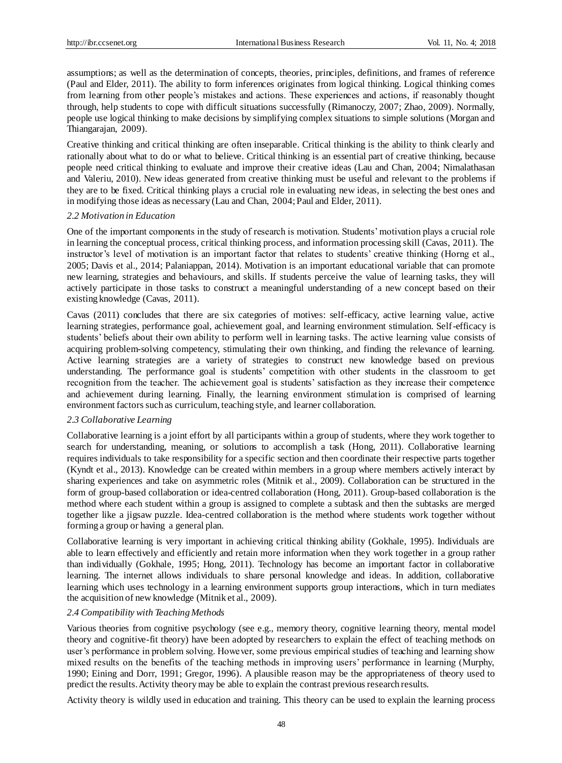assumptions; as well as the determination of concepts, theories, principles, definitions, and frames of reference (Paul and Elder, 2011). The ability to form inferences originates from logical thinking. Logical thinking comes from learning from other people's mistakes and actions. These experiences and actions, if reasonably thought through, help students to cope with difficult situations successfully (Rimanoczy, 2007; Zhao, 2009). Normally, people use logical thinking to make decisions by simplifying complex situations to simple solutions (Morgan and Thiangarajan, 2009).

Creative thinking and critical thinking are often inseparable. Critical thinking is the ability to think clearly and rationally about what to do or what to believe. Critical thinking is an essential part of creative thinking, because people need critical thinking to evaluate and improve their creative ideas (Lau and Chan, 2004; Nimalathasan and Valeriu, 2010). New ideas generated from creative thinking must be useful and relevant to the problems if they are to be fixed. Critical thinking plays a crucial role in evaluating new ideas, in selecting the best ones and in modifying those ideas as necessary (Lau and Chan, 2004; Paul and Elder, 2011).

### *2.2 Motivation in Education*

One of the important components in the study of research is motivation. Students' motivation plays a crucial role in learning the conceptual process, critical thinking process, and information processing skill (Cavas, 2011). The instructor's level of motivation is an important factor that relates to students' creative thinking (Horng et al., 2005; Davis et al., 2014; Palaniappan, 2014). Motivation is an important educational variable that can promote new learning, strategies and behaviours, and skills. If students perceive the value of learning tasks, they will actively participate in those tasks to construct a meaningful understanding of a new concept based on their existing knowledge (Cavas, 2011).

Cavas (2011) concludes that there are six categories of motives: self-efficacy, active learning value, active learning strategies, performance goal, achievement goal, and learning environment stimulation. Self-efficacy is students' beliefs about their own ability to perform well in learning tasks. The active learning value consists of acquiring problem-solving competency, stimulating their own thinking, and finding the relevance of learning. Active learning strategies are a variety of strategies to construct new knowledge based on previous understanding. The performance goal is students' competition with other students in the classroom to get recognition from the teacher. The achievement goal is students' satisfaction as they increase their competence and achievement during learning. Finally, the learning environment stimulation is comprised of learning environment factors such as curriculum, teaching style, and learner collaboration.

### *2.3 Collaborative Learning*

Collaborative learning is a joint effort by all participants within a group of students, where they work together to search for understanding, meaning, or solutions to accomplish a task (Hong, 2011). Collaborative learning requires individuals to take responsibility for a specific section and then coordinate their respective parts together (Kyndt et al., 2013). Knowledge can be created within members in a group where members actively interact by sharing experiences and take on asymmetric roles (Mitnik et al., 2009). Collaboration can be structured in the form of group-based collaboration or idea-centred collaboration (Hong, 2011). Group-based collaboration is the method where each student within a group is assigned to complete a subtask and then the subtasks are merged together like a jigsaw puzzle. Idea-centred collaboration is the method where students work together without forming a group or having a general plan.

Collaborative learning is very important in achieving critical thinking ability (Gokhale, 1995). Individuals are able to learn effectively and efficiently and retain more information when they work together in a group rather than individually (Gokhale, 1995; Hong, 2011). Technology has become an important factor in collaborative learning. The internet allows individuals to share personal knowledge and ideas. In addition, collaborative learning which uses technology in a learning environment supports group interactions, which in turn mediates the acquisition of new knowledge (Mitnik et al., 2009).

### *2.4 Compatibility with Teaching Methods*

Various theories from cognitive psychology (see e.g., memory theory, cognitive learning theory, mental model theory and cognitive-fit theory) have been adopted by researchers to explain the effect of teaching methods on user's performance in problem solving. However, some previous empirical studies of teaching and learning show mixed results on the benefits of the teaching methods in improving users' performance in learning (Murphy, 1990; Eining and Dorr, 1991; Gregor, 1996). A plausible reason may be the appropriateness of theory used to predict the results. Activity theory may be able to explain the contrast previous research results.

Activity theory is wildly used in education and training. This theory can be used to explain the learning process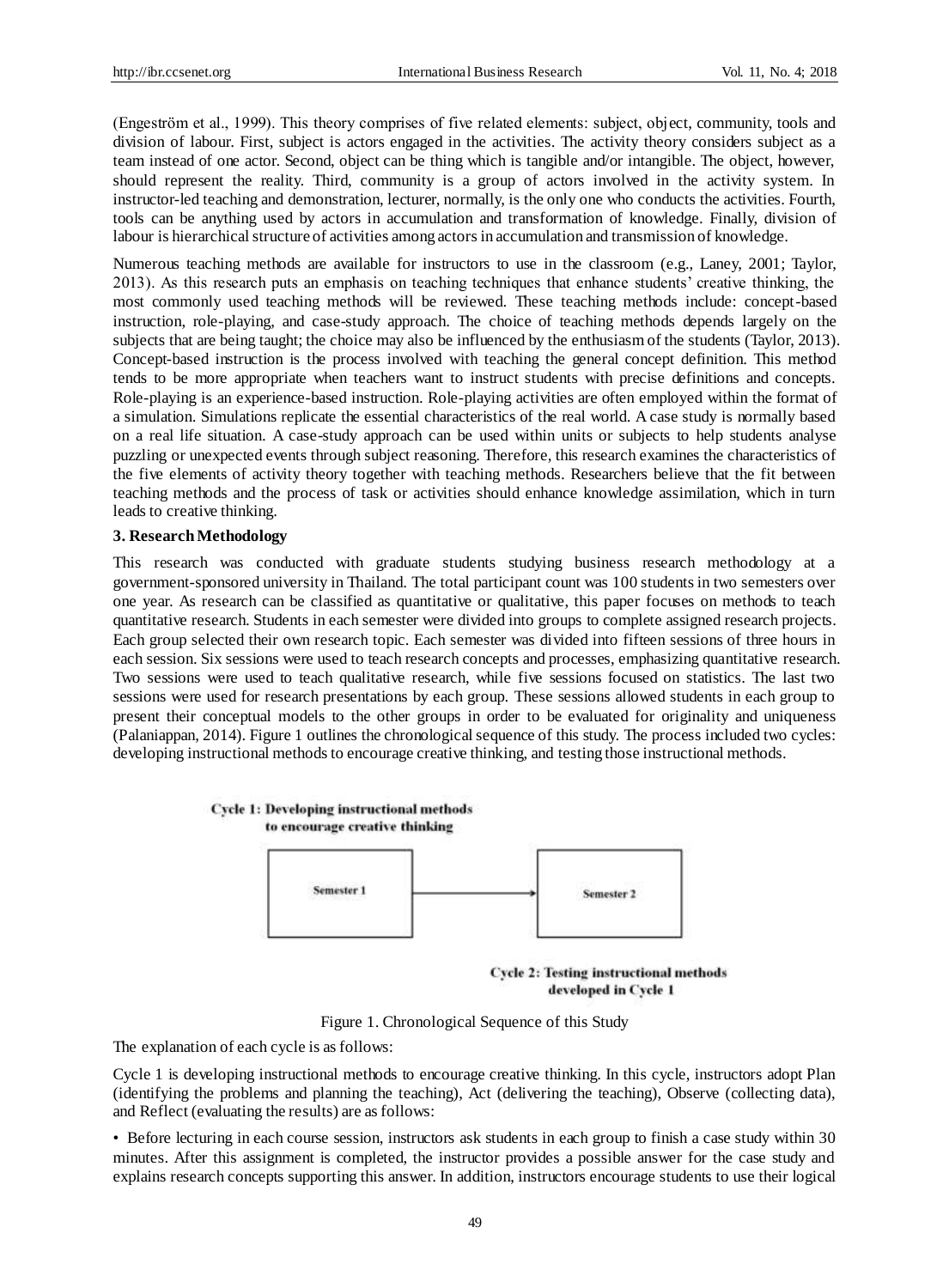(Engeström et al., 1999). This theory comprises of five related elements: subject, object, community, tools and division of labour. First, subject is actors engaged in the activities. The activity theory considers subject as a team instead of one actor. Second, object can be thing which is tangible and/or intangible. The object, however, should represent the reality. Third, community is a group of actors involved in the activity system. In instructor-led teaching and demonstration, lecturer, normally, is the only one who conducts the activities. Fourth, tools can be anything used by actors in accumulation and transformation of knowledge. Finally, division of labour is hierarchical structure of activities among actors in accumulation and transmission of knowledge.

Numerous teaching methods are available for instructors to use in the classroom (e.g., Laney, 2001; Taylor, 2013). As this research puts an emphasis on teaching techniques that enhance students' creative thinking, the most commonly used teaching methods will be reviewed. These teaching methods include: concept-based instruction, role-playing, and case-study approach. The choice of teaching methods depends largely on the subjects that are being taught; the choice may also be influenced by the enthusiasm of the students (Taylor, 2013). Concept-based instruction is the process involved with teaching the general concept definition. This method tends to be more appropriate when teachers want to instruct students with precise definitions and concepts. Role-playing is an experience-based instruction. Role-playing activities are often employed within the format of a simulation. Simulations replicate the essential characteristics of the real world. A case study is normally based on a real life situation. A case-study approach can be used within units or subjects to help students analyse puzzling or unexpected events through subject reasoning. Therefore, this research examines the characteristics of the five elements of activity theory together with teaching methods. Researchers believe that the fit between teaching methods and the process of task or activities should enhance knowledge assimilation, which in turn leads to creative thinking.

## 3. Research Methodology

This research was conducted with graduate students studying business research methodology at a government-sponsored university in Thailand. The total participant count was 100 students in two semesters over one year. As research can be classified as quantitative or qualitative, this paper focuses on methods to teach quantitative research. Students in each semester were divided into groups to complete assigned research projects. Each group selected their own research topic. Each semester was divided into fifteen sessions of three hours in each session. Six sessions were used to teach research concepts and processes, emphasizing quantitative research. Two sessions were used to teach qualitative research, while five sessions focused on statistics. The last two sessions were used for research presentations by each group. These sessions allowed students in each group to present their conceptual models to the other groups in order to be evaluated for originality and uniqueness (Palaniappan, 2014). Figure 1 outlines the chronological sequence of this study. The process included two cycles: developing instructional methods to encourage creative thinking, and testing those instructional methods.

**Cycle 1: Developing instructional methods to encourage creative thinking**

Semester 1

Semester 2

**Cycle 2: Testing instructional methods developed in Cycle 1**

Figure 1. Chronological Sequence of this Study

The explanation of each cycle is as follows:

Cycle 1 is developing instructional methods to encourage creative thinking. In this cycle, instructors adopt Plan (identifying the problems and planning the teaching), Act (delivering the teaching), Observe (collecting data), and Reflect (evaluating the results) are as follows:

- Before lecturing in each course session, instructors ask students in each group to finish a case study within 30 minutes. After this assignment is completed, the instructor provides a possible answer for the case study and explains research concepts supporting this answer. In addition, instructors encourage students to use their logical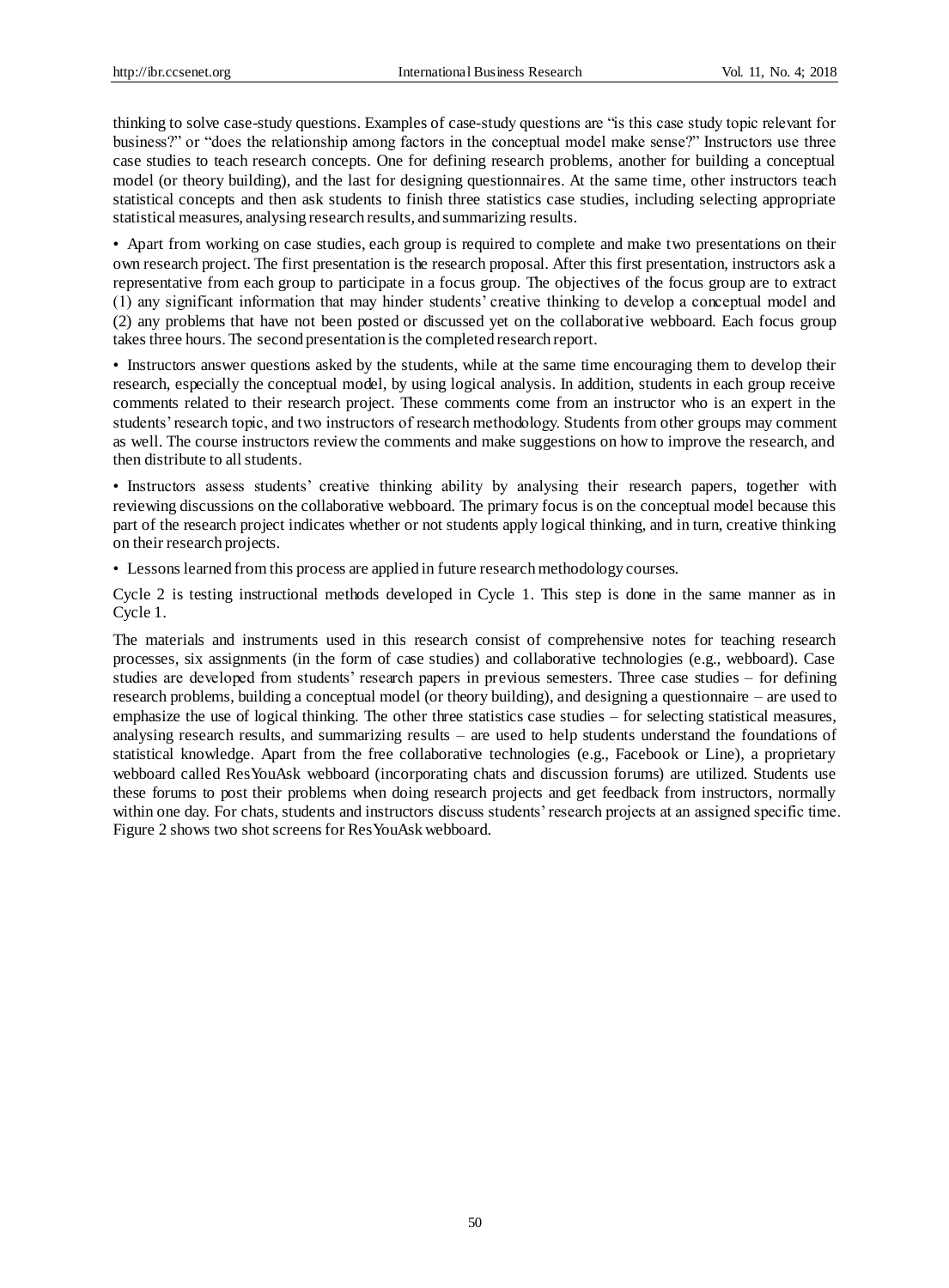thinking to solve case-study questions. Examples of case-study questions are "is this case study topic relevant for business?" or "does the relationship among factors in the conceptual model make sense?" Instructors use three case studies to teach research concepts. One for defining research problems, another for building a conceptual model (or theory building), and the last for designing questionnaires. At the same time, other instructors teach statistical concepts and then ask students to finish three statistics case studies, including selecting appropriate statistical measures, analysing research results, and summarizing results.

- Apart from working on case studies, each group is required to complete and make two presentations on their own research project. The first presentation is the research proposal. After this first presentation, instructors ask a representative from each group to participate in a focus group. The objectives of the focus group are to extract (1) any significant information that may hinder students' creative thinking to develop a conceptual model and (2) any problems that have not been posted or discussed yet on the collaborative webboard. Each focus group takes three hours. The second presentation is the completed research report.

- Instructors answer questions asked by the students, while at the same time encouraging them to develop their research, especially the conceptual model, by using logical analysis. In addition, students in each group receive comments related to their research project. These comments come from an instructor who is an expert in the students' research topic, and two instructors of research methodology. Students from other groups may comment as well. The course instructors review the comments and make suggestions on how to improve the research, and then distribute to all students.

- Instructors assess students' creative thinking ability by analysing their research papers, together with reviewing discussions on the collaborative webboard. The primary focus is on the conceptual model because this part of the research project indicates whether or not students apply logical thinking, and in turn, creative thinking on their research projects.

- Lessons learned from this process are applied in future research methodology courses.

Cycle 2 is testing instructional methods developed in Cycle 1. This step is done in the same manner as in Cycle 1.

The materials and instruments used in this research consist of comprehensive notes for teaching research processes, six assignments (in the form of case studies) and collaborative technologies (e.g., webboard). Case studies are developed from students' research papers in previous semesters. Three case studies – for defining research problems, building a conceptual model (or theory building), and designing a questionnaire – are used to emphasize the use of logical thinking. The other three statistics case studies – for selecting statistical measures, analysing research results, and summarizing results – are used to help students understand the foundations of statistical knowledge. Apart from the free collaborative technologies (e.g., Facebook or Line), a proprietary webboard called ResYouAsk webboard (incorporating chats and discussion forums) are utilized. Students use these forums to post their problems when doing research projects and get feedback from instructors, normally within one day. For chats, students and instructors discuss students' research projects at an assigned specific time. Figure 2 shows two shot screens for ResYouAsk webboard.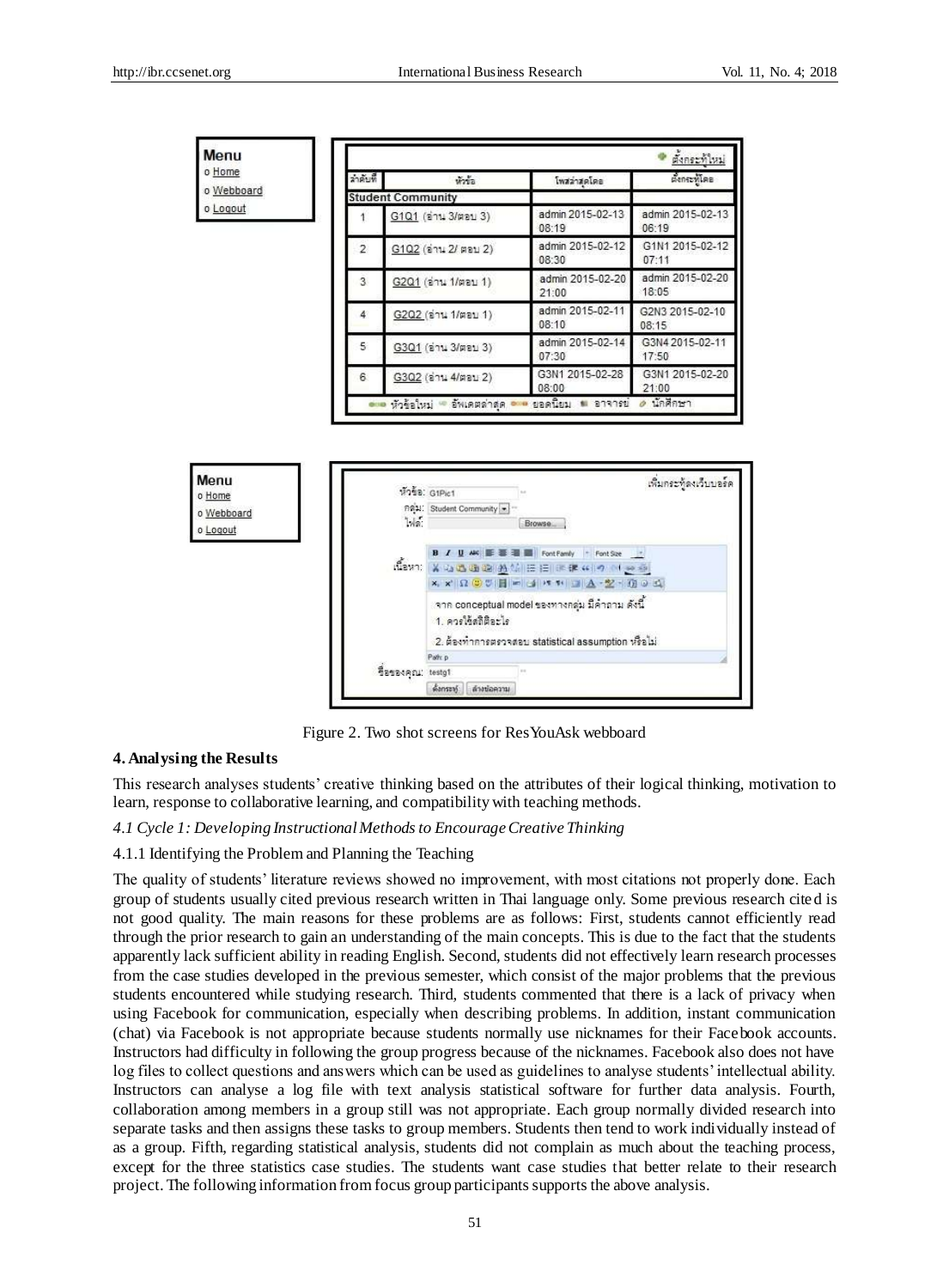Figure 2. Two shot screens for ResYouAsk webboard

## 4. Analysing the Results

This research analyses students' creative thinking based on the attributes of their logical thinking, motivation to learn, response to collaborative learning, and compatibility with teaching methods.

### *4.1 Cycle 1: Developing Instructional Methods to Encourage Creative Thinking*

#### 4.1.1 Identifying the Problem and Planning the Teaching

The quality of students' literature reviews showed no improvement, with most citations not properly done. Each group of students usually cited previous research written in Thai language only. Some previous research cited is not good quality. The main reasons for these problems are as follows: First, students cannot efficiently read through the prior research to gain an understanding of the main concepts. This is due to the fact that the students apparently lack sufficient ability in reading English. Second, students did not effectively learn research processes from the case studies developed in the previous semester, which consist of the major problems that the previous students encountered while studying research. Third, students commented that there is a lack of privacy when using Facebook for communication, especially when describing problems. In addition, instant communication (chat) via Facebook is not appropriate because students normally use nicknames for their Facebook accounts. Instructors had difficulty in following the group progress because of the nicknames. Facebook also does not have log files to collect questions and answers which can be used as guidelines to analyse students' intellectual ability. Instructors can analyse a log file with text analysis statistical software for further data analysis. Fourth, collaboration among members in a group still was not appropriate. Each group normally divided research into separate tasks and then assigns these tasks to group members. Students then tend to work individually instead of as a group. Fifth, regarding statistical analysis, students did not complain as much about the teaching process, except for the three statistics case studies. The students want case studies that better relate to their research project. The following information from focus group participants supports the above analysis.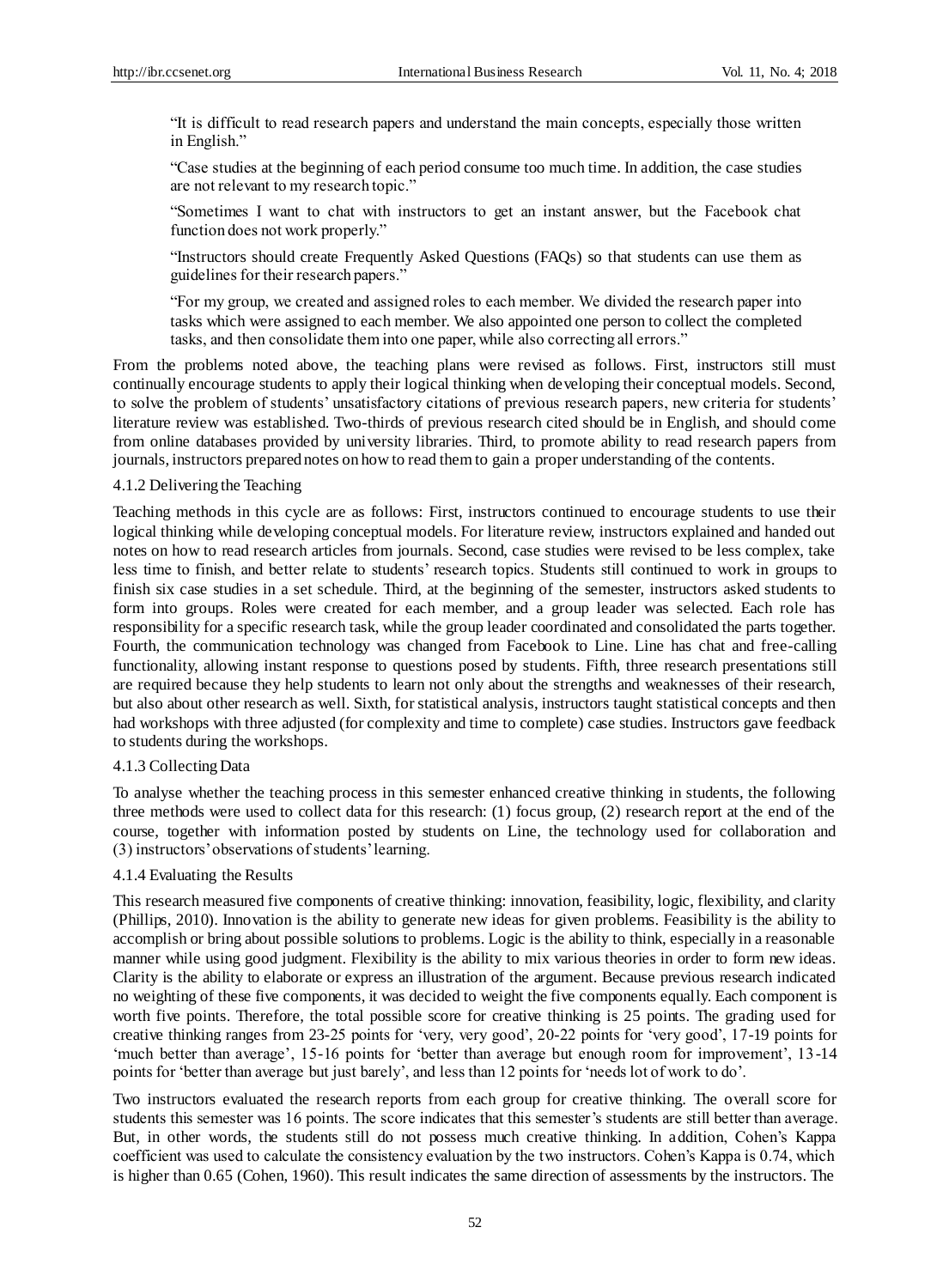"It is difficult to read research papers and understand the main concepts, especially those written in English."

"Case studies at the beginning of each period consume too much time. In addition, the case studies are not relevant to my research topic."

"Sometimes I want to chat with instructors to get an instant answer, but the Facebook chat function does not work properly."

"Instructors should create Frequently Asked Questions (FAQs) so that students can use them as guidelines for their research papers."

"For my group, we created and assigned roles to each member. We divided the research paper into tasks which were assigned to each member. We also appointed one person to collect the completed tasks, and then consolidate them into one paper, while also correcting all errors."

From the problems noted above, the teaching plans were revised as follows. First, instructors still must continually encourage students to apply their logical thinking when developing their conceptual models. Second, to solve the problem of students' unsatisfactory citations of previous research papers, new criteria for students' literature review was established. Two-thirds of previous research cited should be in English, and should come from online databases provided by university libraries. Third, to promote ability to read research papers from journals, instructors prepared notes on how to read them to gain a proper understanding of the contents.

#### 4.1.2 Delivering the Teaching

Teaching methods in this cycle are as follows: First, instructors continued to encourage students to use their logical thinking while developing conceptual models. For literature review, instructors explained and handed out notes on how to read research articles from journals. Second, case studies were revised to be less complex, take less time to finish, and better relate to students' research topics. Students still continued to work in groups to finish six case studies in a set schedule. Third, at the beginning of the semester, instructors asked students to form into groups. Roles were created for each member, and a group leader was selected. Each role has responsibility for a specific research task, while the group leader coordinated and consolidated the parts together. Fourth, the communication technology was changed from Facebook to Line. Line has chat and free-calling functionality, allowing instant response to questions posed by students. Fifth, three research presentations still are required because they help students to learn not only about the strengths and weaknesses of their research, but also about other research as well. Sixth, for statistical analysis, instructors taught statistical concepts and then had workshops with three adjusted (for complexity and time to complete) case studies. Instructors gave feedback to students during the workshops.

#### 4.1.3 Collecting Data

To analyse whether the teaching process in this semester enhanced creative thinking in students, the following three methods were used to collect data for this research: (1) focus group, (2) research report at the end of the course, together with information posted by students on Line, the technology used for collaboration and (3) instructors' observations of students' learning.

#### 4.1.4 Evaluating the Results

This research measured five components of creative thinking: innovation, feasibility, logic, flexibility, and clarity (Phillips, 2010). Innovation is the ability to generate new ideas for given problems. Feasibility is the ability to accomplish or bring about possible solutions to problems. Logic is the ability to think, especially in a reasonable manner while using good judgment. Flexibility is the ability to mix various theories in order to form new ideas. Clarity is the ability to elaborate or express an illustration of the argument. Because previous research indicated no weighting of these five components, it was decided to weight the five components equally. Each component is worth five points. Therefore, the total possible score for creative thinking is 25 points. The grading used for creative thinking ranges from 23-25 points for 'very, very good', 20-22 points for 'very good', 17-19 points for 'much better than average', 15-16 points for 'better than average but enough room for improvement', 13-14 points for 'better than average but just barely', and less than 12 points for 'needs lot of work to do'.

Two instructors evaluated the research reports from each group for creative thinking. The overall score for students this semester was 16 points. The score indicates that this semester's students are still better than average. But, in other words, the students still do not possess much creative thinking. In addition, Cohen's Kappa coefficient was used to calculate the consistency evaluation by the two instructors. Cohen's Kappa is 0.74, which is higher than 0.65 (Cohen, 1960). This result indicates the same direction of assessments by the instructors. The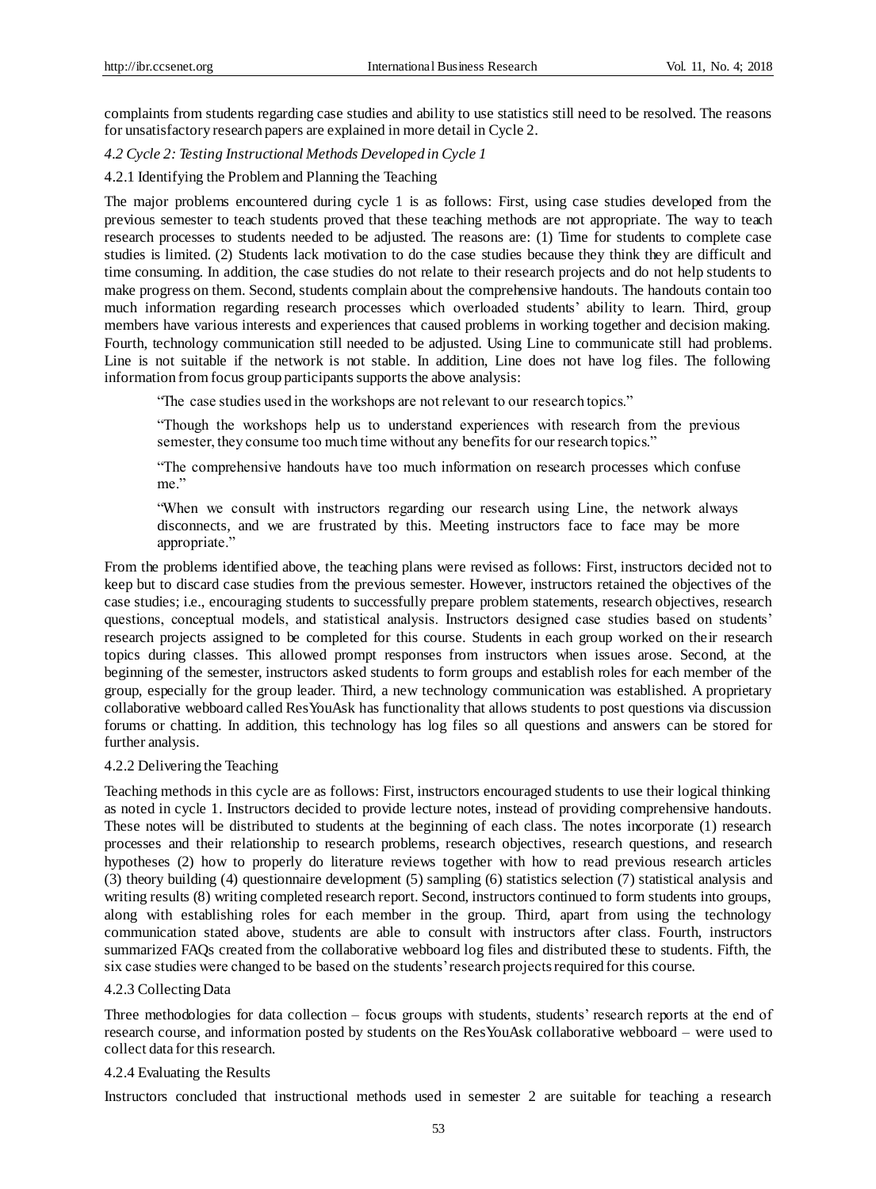complaints from students regarding case studies and ability to use statistics still need to be resolved. The reasons for unsatisfactory research papers are explained in more detail in Cycle 2.

### *4.2 Cycle 2: Testing Instructional Methods Developed in Cycle 1*

#### 4.2.1 Identifying the Problem and Planning the Teaching

The major problems encountered during cycle 1 is as follows: First, using case studies developed from the previous semester to teach students proved that these teaching methods are not appropriate. The way to teach research processes to students needed to be adjusted. The reasons are: (1) Time for students to complete case studies is limited. (2) Students lack motivation to do the case studies because they think they are difficult and time consuming. In addition, the case studies do not relate to their research projects and do not help students to make progress on them. Second, students complain about the comprehensive handouts. The handouts contain too much information regarding research processes which overloaded students' ability to learn. Third, group members have various interests and experiences that caused problems in working together and decision making. Fourth, technology communication still needed to be adjusted. Using Line to communicate still had problems. Line is not suitable if the network is not stable. In addition, Line does not have log files. The following information from focus group participants supports the above analysis:

> "The case studies used in the workshops are not relevant to our research topics."
>
> "Though the workshops help us to understand experiences with research from the previous semester, they consume too much time without any benefits for our research topics."
>
> "The comprehensive handouts have too much information on research processes which confuse me."
>
> "When we consult with instructors regarding our research using Line, the network always disconnects, and we are frustrated by this. Meeting instructors face to face may be more appropriate."

From the problems identified above, the teaching plans were revised as follows: First, instructors decided not to keep but to discard case studies from the previous semester. However, instructors retained the objectives of the case studies; i.e., encouraging students to successfully prepare problem statements, research objectives, research questions, conceptual models, and statistical analysis. Instructors designed case studies based on students' research projects assigned to be completed for this course. Students in each group worked on their research topics during classes. This allowed prompt responses from instructors when issues arose. Second, at the beginning of the semester, instructors asked students to form groups and establish roles for each member of the group, especially for the group leader. Third, a new technology communication was established. A proprietary collaborative webboard called ResYouAsk has functionality that allows students to post questions via discussion forums or chatting. In addition, this technology has log files so all questions and answers can be stored for further analysis.

#### 4.2.2 Delivering the Teaching

Teaching methods in this cycle are as follows: First, instructors encouraged students to use their logical thinking as noted in cycle 1. Instructors decided to provide lecture notes, instead of providing comprehensive handouts. These notes will be distributed to students at the beginning of each class. The notes incorporate (1) research processes and their relationship to research problems, research objectives, research questions, and research hypotheses (2) how to properly do literature reviews together with how to read previous research articles (3) theory building (4) questionnaire development (5) sampling (6) statistics selection (7) statistical analysis and writing results (8) writing completed research report. Second, instructors continued to form students into groups, along with establishing roles for each member in the group. Third, apart from using the technology communication stated above, students are able to consult with instructors after class. Fourth, instructors summarized FAQs created from the collaborative webboard log files and distributed these to students. Fifth, the six case studies were changed to be based on the students' research projects required for this course.

#### 4.2.3 Collecting Data

Three methodologies for data collection – focus groups with students, students' research reports at the end of research course, and information posted by students on the ResYouAsk collaborative webboard – were used to collect data for this research.

#### 4.2.4 Evaluating the Results

Instructors concluded that instructional methods used in semester 2 are suitable for teaching a research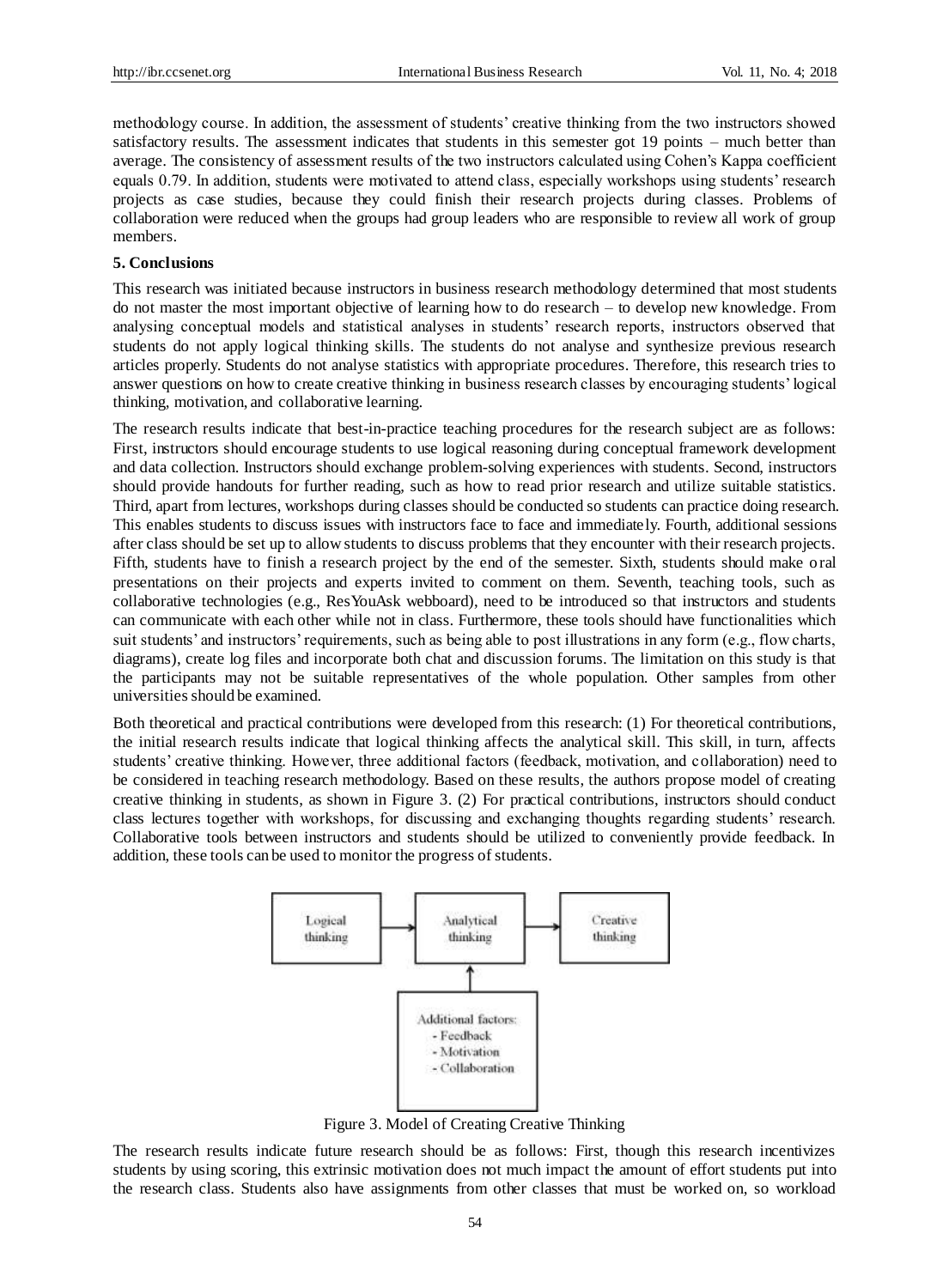methodology course. In addition, the assessment of students' creative thinking from the two instructors showed satisfactory results. The assessment indicates that students in this semester got 19 points – much better than average. The consistency of assessment results of the two instructors calculated using Cohen's Kappa coefficient equals 0.79. In addition, students were motivated to attend class, especially workshops using students' research projects as case studies, because they could finish their research projects during classes. Problems of collaboration were reduced when the groups had group leaders who are responsible to review all work of group members.

## 5. Conclusions

This research was initiated because instructors in business research methodology determined that most students do not master the most important objective of learning how to do research – to develop new knowledge. From analysing conceptual models and statistical analyses in students' research reports, instructors observed that students do not apply logical thinking skills. The students do not analyse and synthesize previous research articles properly. Students do not analyse statistics with appropriate procedures. Therefore, this research tries to answer questions on how to create creative thinking in business research classes by encouraging students' logical thinking, motivation, and collaborative learning.

The research results indicate that best-in-practice teaching procedures for the research subject are as follows: First, instructors should encourage students to use logical reasoning during conceptual framework development and data collection. Instructors should exchange problem-solving experiences with students. Second, instructors should provide handouts for further reading, such as how to read prior research and utilize suitable statistics. Third, apart from lectures, workshops during classes should be conducted so students can practice doing research. This enables students to discuss issues with instructors face to face and immediately. Fourth, additional sessions after class should be set up to allow students to discuss problems that they encounter with their research projects. Fifth, students have to finish a research project by the end of the semester. Sixth, students should make oral presentations on their projects and experts invited to comment on them. Seventh, teaching tools, such as collaborative technologies (e.g., ResYouAsk webboard), need to be introduced so that instructors and students can communicate with each other while not in class. Furthermore, these tools should have functionalities which suit students' and instructors' requirements, such as being able to post illustrations in any form (e.g., flow charts, diagrams), create log files and incorporate both chat and discussion forums. The limitation on this study is that the participants may not be suitable representatives of the whole population. Other samples from other universities should be examined.

Both theoretical and practical contributions were developed from this research: (1) For theoretical contributions, the initial research results indicate that logical thinking affects the analytical skill. This skill, in turn, affects students' creative thinking. However, three additional factors (feedback, motivation, and collaboration) need to be considered in teaching research methodology. Based on these results, the authors propose model of creating creative thinking in students, as shown in Figure 3. (2) For practical contributions, instructors should conduct class lectures together with workshops, for discussing and exchanging thoughts regarding students' research. Collaborative tools between instructors and students should be utilized to conveniently provide feedback. In addition, these tools can be used to monitor the progress of students.

Logical thinking

Analytical thinking

Creative thinking

Additional factors:
- Feedback
- Motivation
- Collaboration

Figure 3. Model of Creating Creative Thinking

The research results indicate future research should be as follows: First, though this research incentivizes students by using scoring, this extrinsic motivation does not much impact the amount of effort students put into the research class. Students also have assignments from other classes that must be worked on, so workload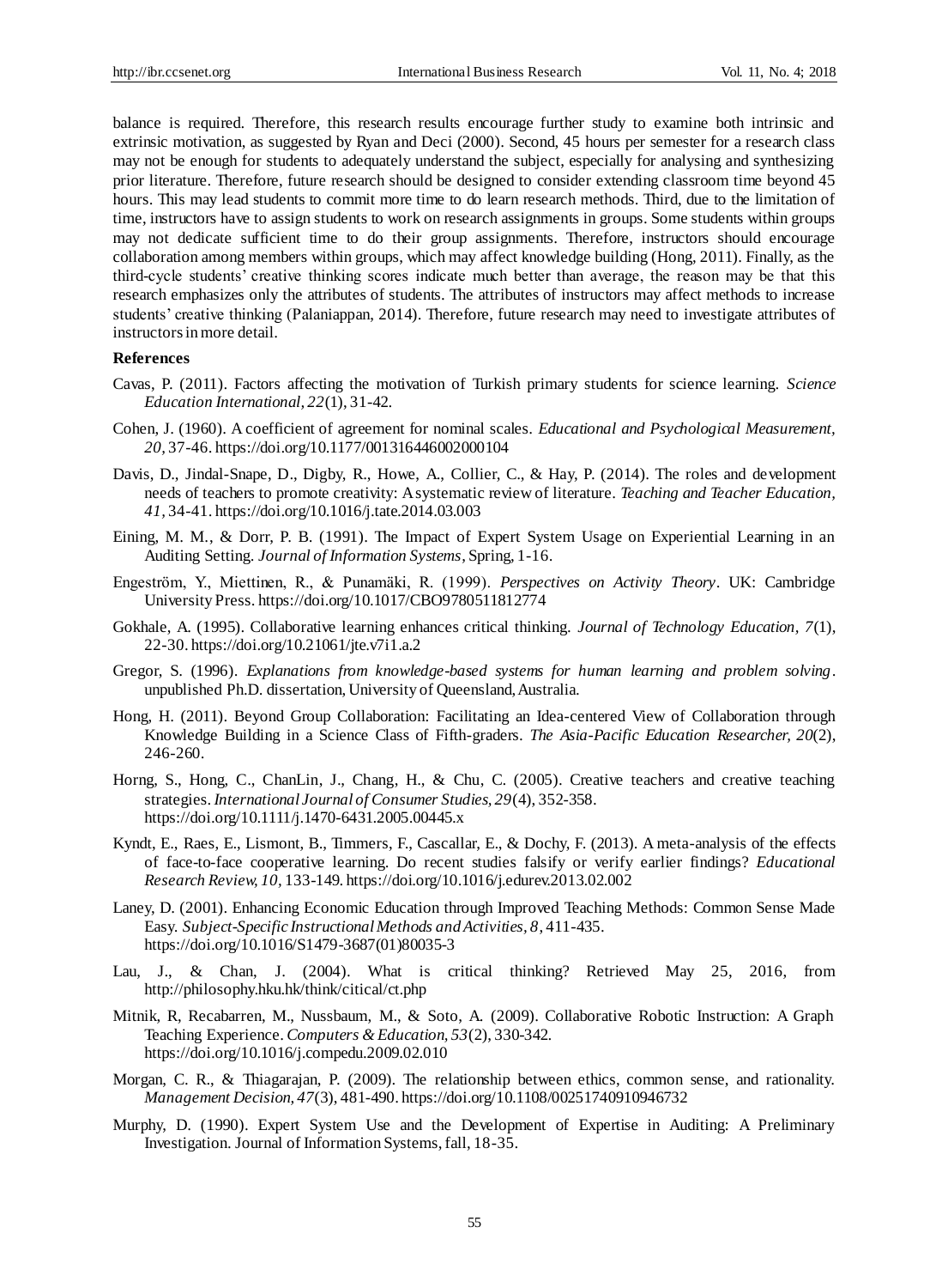balance is required. Therefore, this research results encourage further study to examine both intrinsic and extrinsic motivation, as suggested by Ryan and Deci (2000). Second, 45 hours per semester for a research class may not be enough for students to adequately understand the subject, especially for analysing and synthesizing prior literature. Therefore, future research should be designed to consider extending classroom time beyond 45 hours. This may lead students to commit more time to do learn research methods. Third, due to the limitation of time, instructors have to assign students to work on research assignments in groups. Some students within groups may not dedicate sufficient time to do their group assignments. Therefore, instructors should encourage collaboration among members within groups, which may affect knowledge building (Hong, 2011). Finally, as the third-cycle students' creative thinking scores indicate much better than average, the reason may be that this research emphasizes only the attributes of students. The attributes of instructors may affect methods to increase students' creative thinking (Palaniappan, 2014). Therefore, future research may need to investigate attributes of instructors in more detail.

## References

Cavas, P. (2011). Factors affecting the motivation of Turkish primary students for science learning. *Science Education International, 22*(1), 31-42.

Cohen, J. (1960). A coefficient of agreement for nominal scales. *Educational and Psychological Measurement, 20*, 37-46. https://doi.org/10.1177/001316446002000104

Davis, D., Jindal-Snape, D., Digby, R., Howe, A., Collier, C., & Hay, P. (2014). The roles and development needs of teachers to promote creativity: A systematic review of literature. *Teaching and Teacher Education, 41*, 34-41. https://doi.org/10.1016/j.tate.2014.03.003

Eining, M. M., & Dorr, P. B. (1991). The Impact of Expert System Usage on Experiential Learning in an Auditing Setting. *Journal of Information Systems*, Spring, 1-16.

Engeström, Y., Miettinen, R., & Punamäki, R. (1999). *Perspectives on Activity Theory*. UK: Cambridge University Press. https://doi.org/10.1017/CBO9780511812774

Gokhale, A. (1995). Collaborative learning enhances critical thinking. *Journal of Technology Education, 7*(1), 22-30. https://doi.org/10.21061/jte.v7i1.a.2

Gregor, S. (1996). *Explanations from knowledge-based systems for human learning and problem solving*. unpublished Ph.D. dissertation, University of Queensland, Australia.

Hong, H. (2011). Beyond Group Collaboration: Facilitating an Idea-centered View of Collaboration through Knowledge Building in a Science Class of Fifth-graders. *The Asia-Pacific Education Researcher, 20*(2), 246-260.

Horng, S., Hong, C., ChanLin, J., Chang, H., & Chu, C. (2005). Creative teachers and creative teaching strategies. *International Journal of Consumer Studies, 29*(4), 352-358. https://doi.org/10.1111/j.1470-6431.2005.00445.x

Kyndt, E., Raes, E., Lismont, B., Timmers, F., Cascallar, E., & Dochy, F. (2013). A meta-analysis of the effects of face-to-face cooperative learning. Do recent studies falsify or verify earlier findings? *Educational Research Review, 10*, 133-149. https://doi.org/10.1016/j.edurev.2013.02.002

Laney, D. (2001). Enhancing Economic Education through Improved Teaching Methods: Common Sense Made Easy. *Subject-Specific Instructional Methods and Activities, 8*, 411-435. https://doi.org/10.1016/S1479-3687(01)80035-3

Lau, J., & Chan, J. (2004). What is critical thinking? Retrieved May 25, 2016, from http://philosophy.hku.hk/think/citical/ct.php

Mitnik, R, Recabarren, M., Nussbaum, M., & Soto, A. (2009). Collaborative Robotic Instruction: A Graph Teaching Experience. *Computers & Education, 53*(2), 330-342. https://doi.org/10.1016/j.compedu.2009.02.010

Morgan, C. R., & Thiagarajan, P. (2009). The relationship between ethics, common sense, and rationality. *Management Decision, 47*(3), 481-490. https://doi.org/10.1108/00251740910946732

Murphy, D. (1990). Expert System Use and the Development of Expertise in Auditing: A Preliminary Investigation. Journal of Information Systems, fall, 18-35.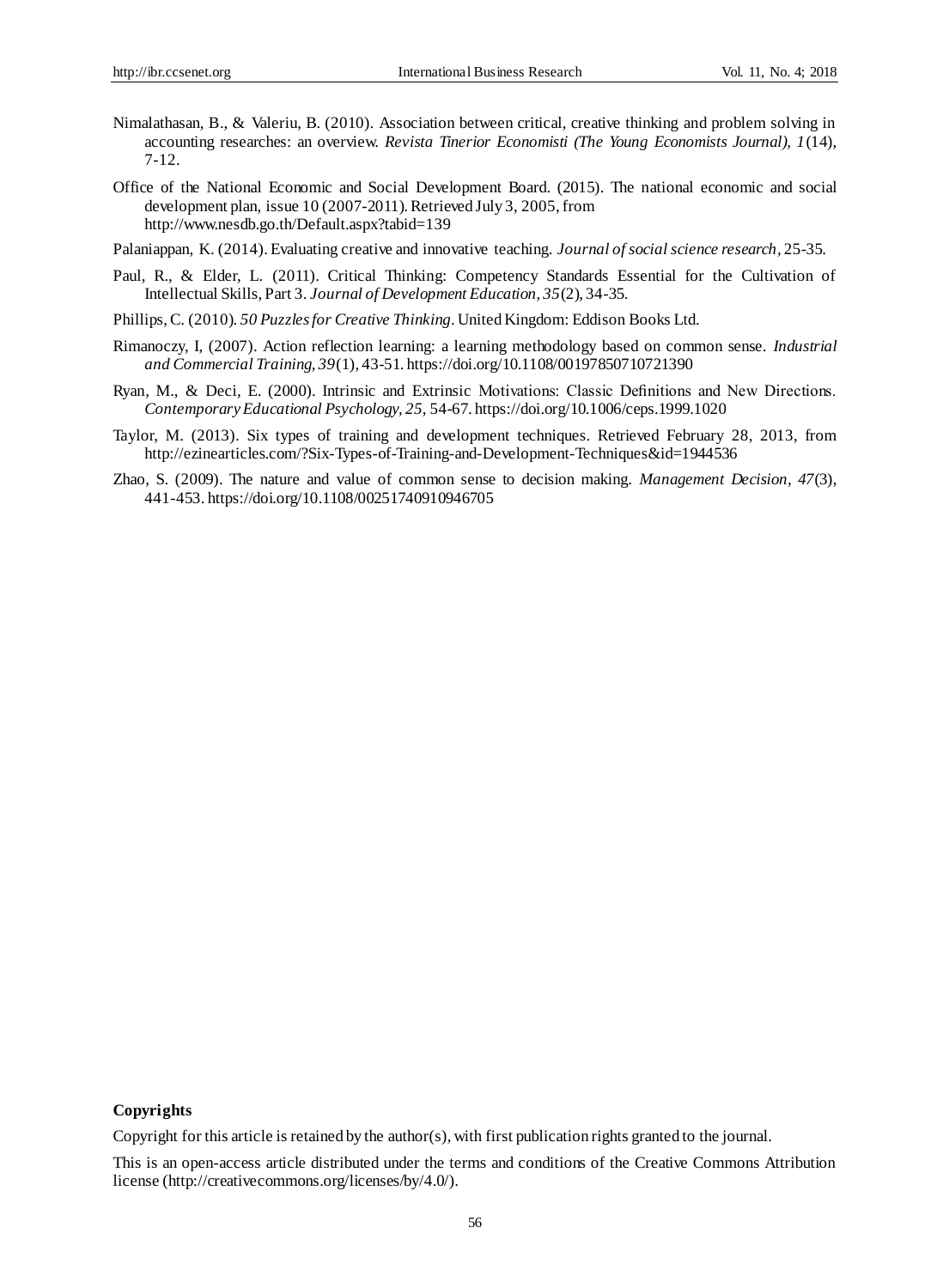Nimalathasan, B., & Valeriu, B. (2010). Association between critical, creative thinking and problem solving in accounting researches: an overview. *Revista Tinerior Economisti (The Young Economists Journal), 1*(14), 7-12.

Office of the National Economic and Social Development Board. (2015). The national economic and social development plan, issue 10 (2007-2011). Retrieved July 3, 2005, from http://www.nesdb.go.th/Default.aspx?tabid=139

Palaniappan, K. (2014). Evaluating creative and innovative teaching. *Journal of social science research*, 25-35.

Paul, R., & Elder, L. (2011). Critical Thinking: Competency Standards Essential for the Cultivation of Intellectual Skills, Part 3. *Journal of Development Education, 35*(2), 34-35.

Phillips, C. (2010). *50 Puzzles for Creative Thinking*. United Kingdom: Eddison Books Ltd.

Rimanoczy, I, (2007). Action reflection learning: a learning methodology based on common sense. *Industrial and Commercial Training, 39*(1), 43-51. https://doi.org/10.1108/00197850710721390

Ryan, M., & Deci, E. (2000). Intrinsic and Extrinsic Motivations: Classic Definitions and New Directions. *Contemporary Educational Psychology, 25,* 54-67. https://doi.org/10.1006/ceps.1999.1020

Taylor, M. (2013). Six types of training and development techniques. Retrieved February 28, 2013, from http://ezinearticles.com/?Six-Types-of-Training-and-Development-Techniques&id=1944536

Zhao, S. (2009). The nature and value of common sense to decision making. *Management Decision, 47*(3), 441-453. https://doi.org/10.1108/00251740910946705

**Copyrights**

Copyright for this article is retained by the author(s), with first publication rights granted to the journal.

This is an open-access article distributed under the terms and conditions of the Creative Commons Attribution license (http://creativecommons.org/licenses/by/4.0/).